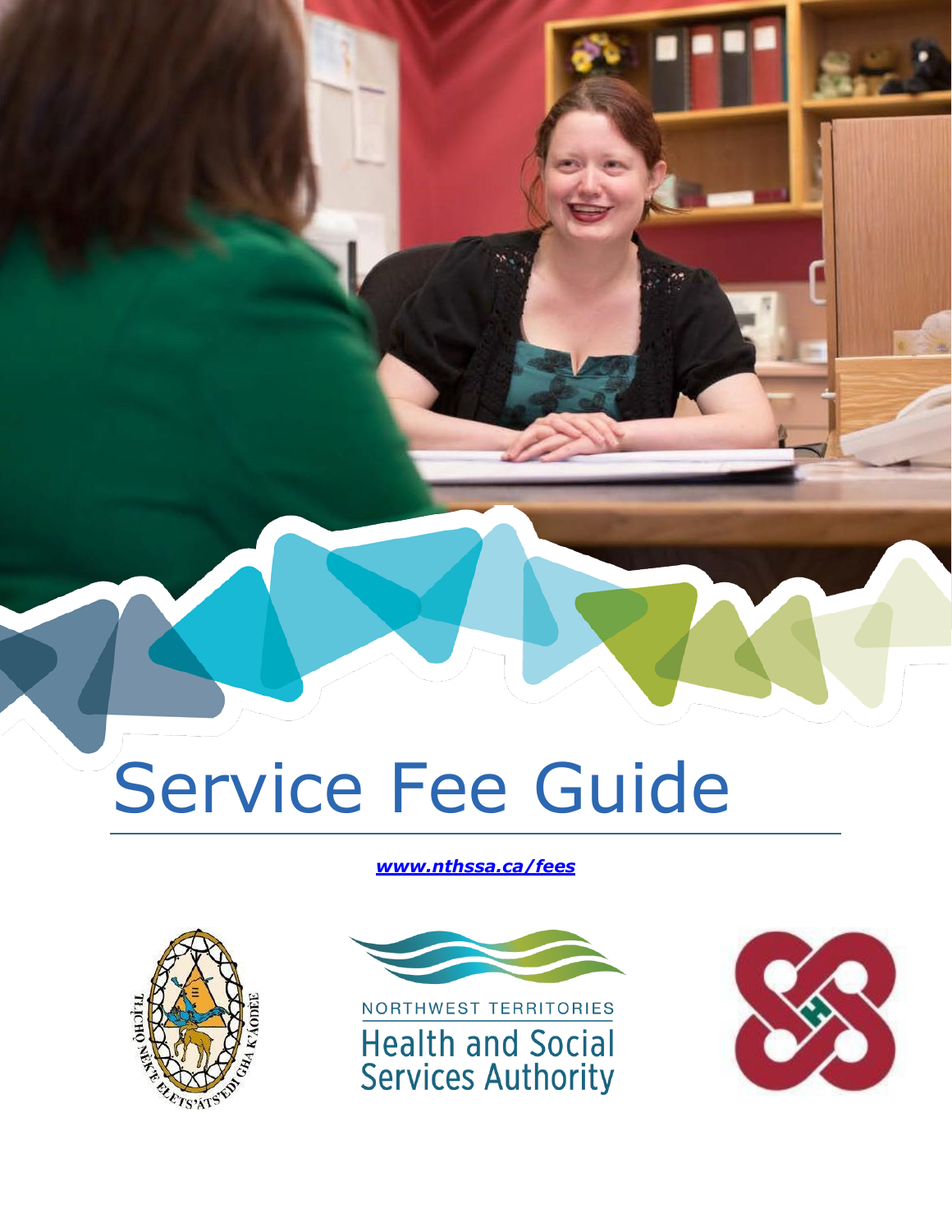# Service Fee Guide

***www.nthssa.ca/fees***

NORTHWEST TERRITORIES

Health and Social Services Authority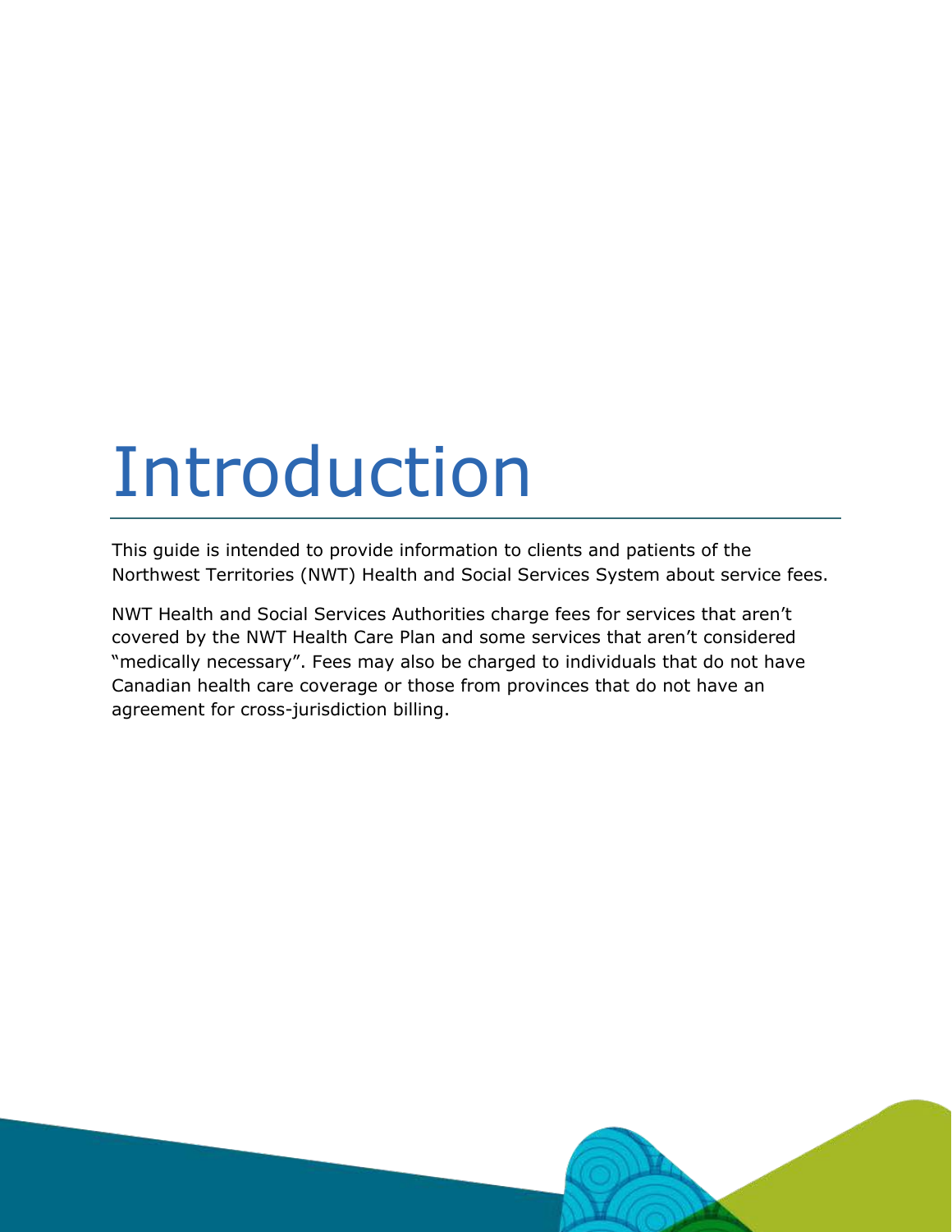# Introduction

This guide is intended to provide information to clients and patients of the Northwest Territories (NWT) Health and Social Services System about service fees.

NWT Health and Social Services Authorities charge fees for services that aren't covered by the NWT Health Care Plan and some services that aren't considered "medically necessary". Fees may also be charged to individuals that do not have Canadian health care coverage or those from provinces that do not have an agreement for cross-jurisdiction billing.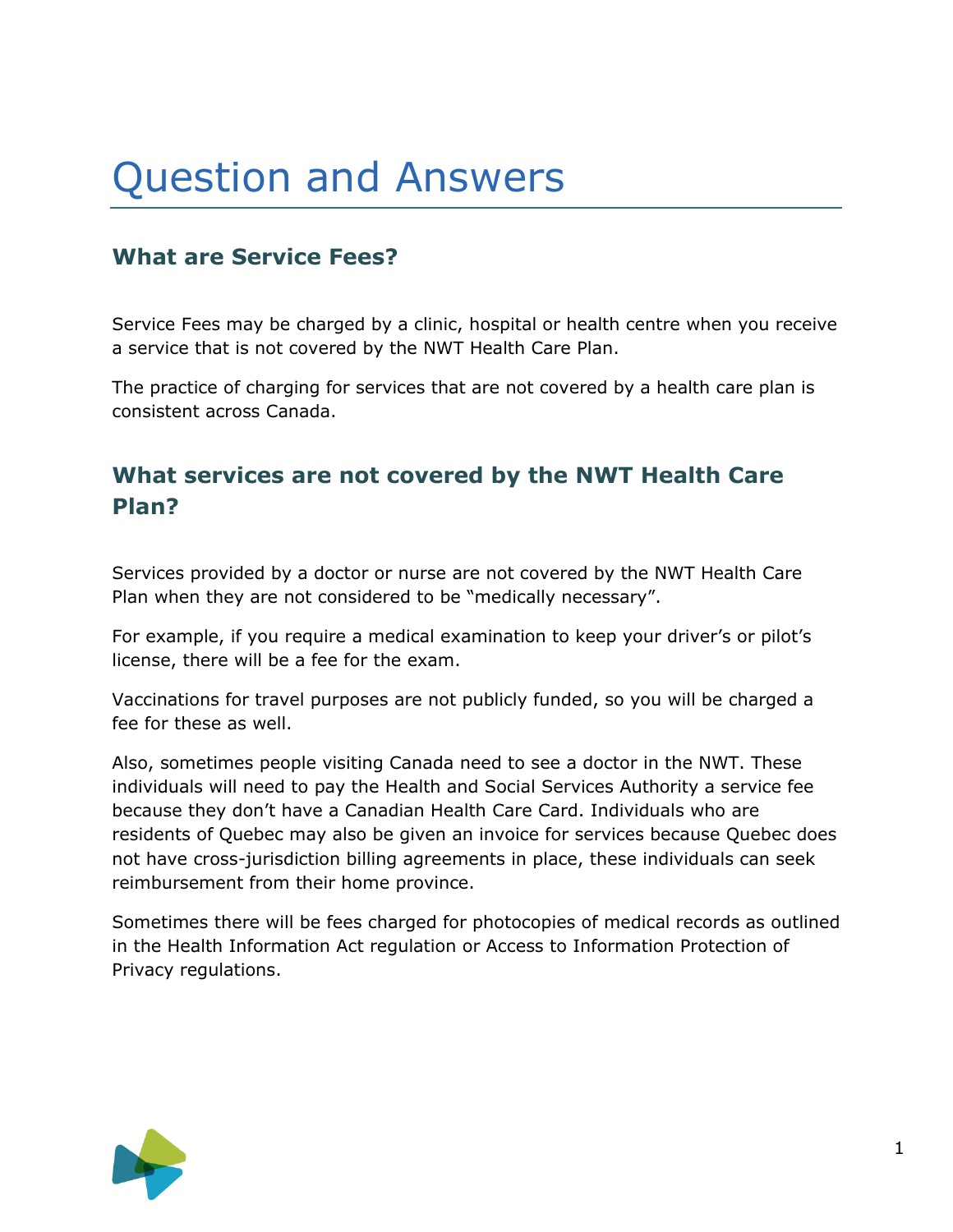# Question and Answers

## What are Service Fees?

Service Fees may be charged by a clinic, hospital or health centre when you receive a service that is not covered by the NWT Health Care Plan.

The practice of charging for services that are not covered by a health care plan is consistent across Canada.

## What services are not covered by the NWT Health Care Plan?

Services provided by a doctor or nurse are not covered by the NWT Health Care Plan when they are not considered to be "medically necessary".

For example, if you require a medical examination to keep your driver's or pilot's license, there will be a fee for the exam.

Vaccinations for travel purposes are not publicly funded, so you will be charged a fee for these as well.

Also, sometimes people visiting Canada need to see a doctor in the NWT. These individuals will need to pay the Health and Social Services Authority a service fee because they don't have a Canadian Health Care Card. Individuals who are residents of Quebec may also be given an invoice for services because Quebec does not have cross-jurisdiction billing agreements in place, these individuals can seek reimbursement from their home province.

Sometimes there will be fees charged for photocopies of medical records as outlined in the Health Information Act regulation or Access to Information Protection of Privacy regulations.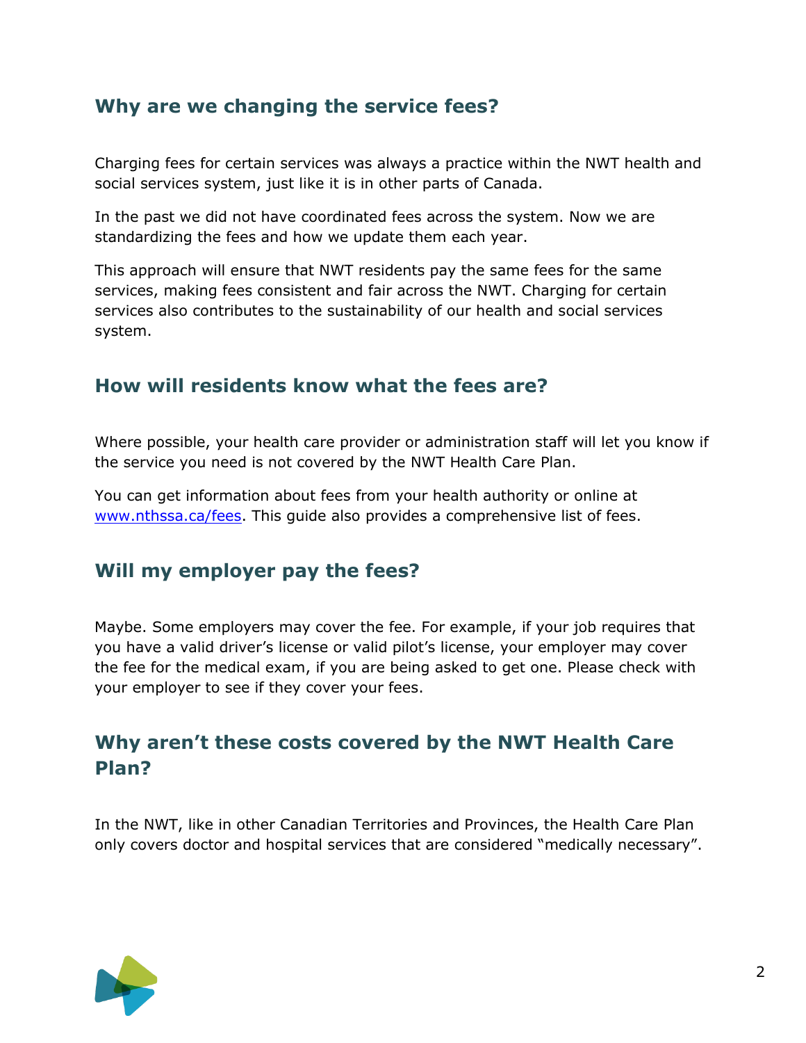## Why are we changing the service fees?

Charging fees for certain services was always a practice within the NWT health and social services system, just like it is in other parts of Canada.

In the past we did not have coordinated fees across the system. Now we are standardizing the fees and how we update them each year.

This approach will ensure that NWT residents pay the same fees for the same services, making fees consistent and fair across the NWT. Charging for certain services also contributes to the sustainability of our health and social services system.

## How will residents know what the fees are?

Where possible, your health care provider or administration staff will let you know if the service you need is not covered by the NWT Health Care Plan.

You can get information about fees from your health authority or online at [www.nthssa.ca/fees](www.nthssa.ca/fees). This guide also provides a comprehensive list of fees.

## Will my employer pay the fees?

Maybe. Some employers may cover the fee. For example, if your job requires that you have a valid driver's license or valid pilot's license, your employer may cover the fee for the medical exam, if you are being asked to get one. Please check with your employer to see if they cover your fees.

## Why aren't these costs covered by the NWT Health Care Plan?

In the NWT, like in other Canadian Territories and Provinces, the Health Care Plan only covers doctor and hospital services that are considered "medically necessary".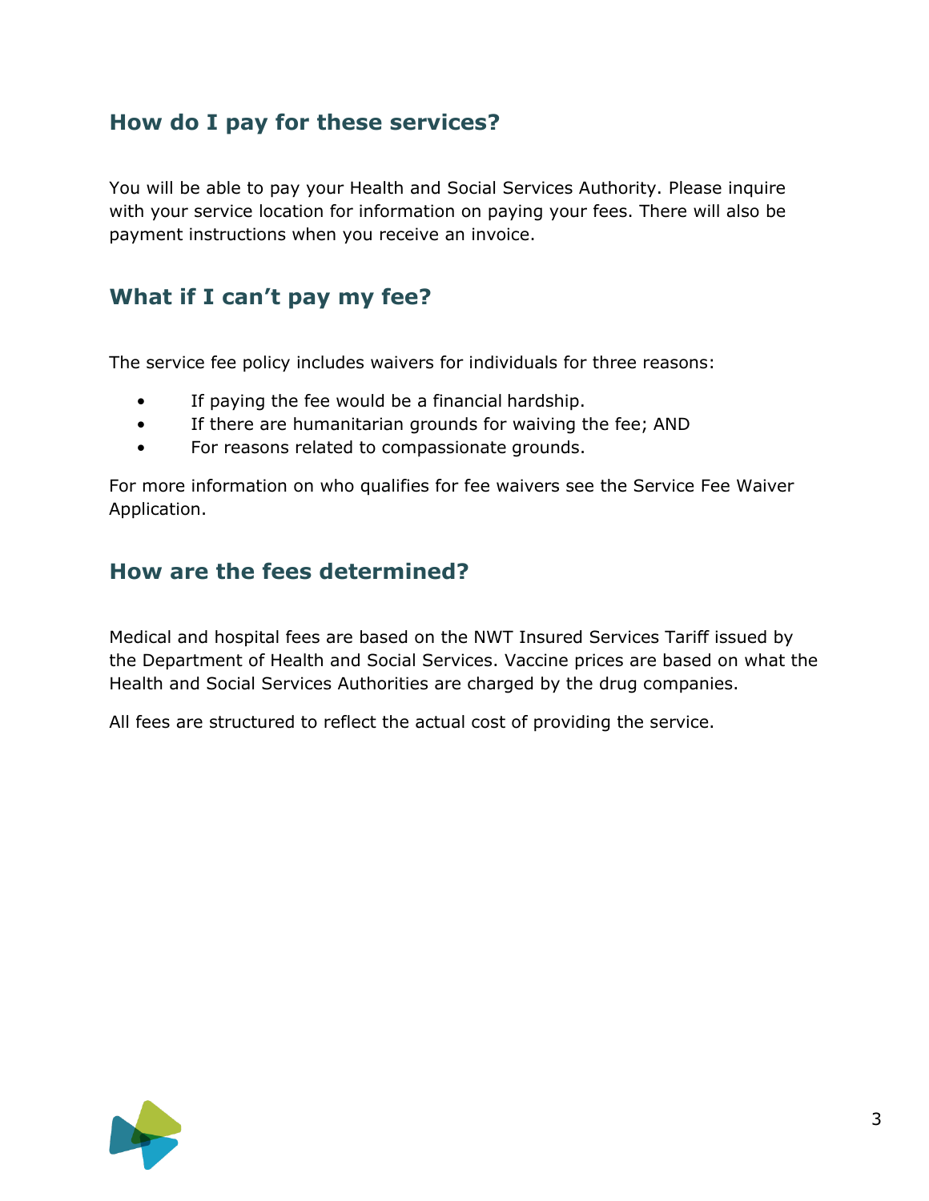## How do I pay for these services?

You will be able to pay your Health and Social Services Authority. Please inquire with your service location for information on paying your fees. There will also be payment instructions when you receive an invoice.

## What if I can't pay my fee?

The service fee policy includes waivers for individuals for three reasons:

- If paying the fee would be a financial hardship.
- If there are humanitarian grounds for waiving the fee; AND
- For reasons related to compassionate grounds.

For more information on who qualifies for fee waivers see the Service Fee Waiver Application.

## How are the fees determined?

Medical and hospital fees are based on the NWT Insured Services Tariff issued by the Department of Health and Social Services. Vaccine prices are based on what the Health and Social Services Authorities are charged by the drug companies.

All fees are structured to reflect the actual cost of providing the service.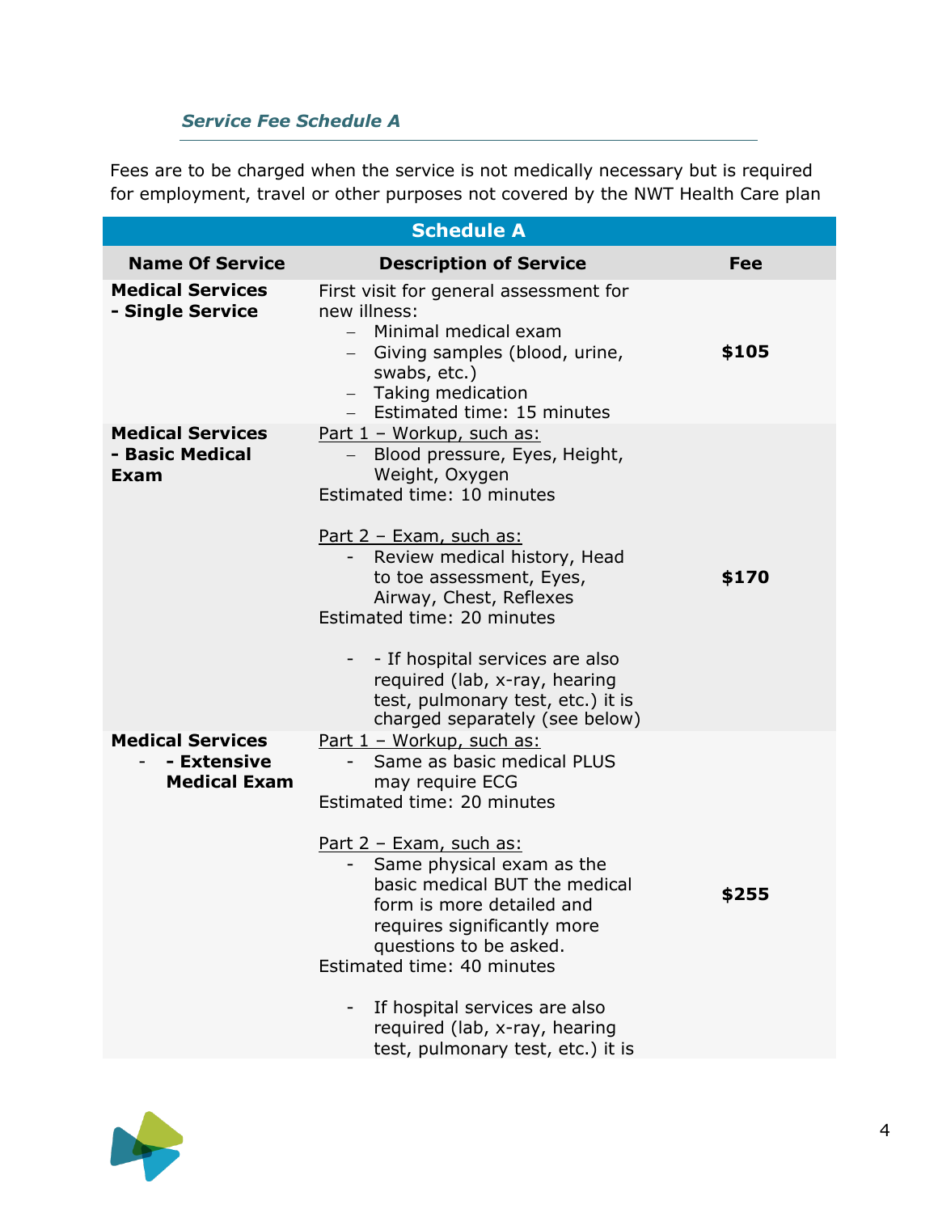### *Service Fee Schedule A*

Fees are to be charged when the service is not medically necessary but is required for employment, travel or other purposes not covered by the NWT Health Care plan

| Schedule A | | |
|---|---|---|
| **Name Of Service** | **Description of Service** | **Fee** |
| **Medical Services - Single Service** | First visit for general assessment for new illness:<br>– Minimal medical exam<br>– Giving samples (blood, urine, swabs, etc.)<br>– Taking medication<br>– Estimated time: 15 minutes | **$105** |
| **Medical Services - Basic Medical Exam** | Part 1 – Workup, such as:<br>– Blood pressure, Eyes, Height, Weight, Oxygen<br>Estimated time: 10 minutes<br><br>Part 2 – Exam, such as:<br>- Review medical history, Head to toe assessment, Eyes, Airway, Chest, Reflexes<br>Estimated time: 20 minutes<br><br>- - If hospital services are also required (lab, x-ray, hearing test, pulmonary test, etc.) it is charged separately (see below) | **$170** |
| **Medical Services - - Extensive Medical Exam** | Part 1 – Workup, such as:<br>- Same as basic medical PLUS may require ECG<br>Estimated time: 20 minutes<br><br>Part 2 – Exam, such as:<br>- Same physical exam as the basic medical BUT the medical form is more detailed and requires significantly more questions to be asked.<br>Estimated time: 40 minutes<br><br>- If hospital services are also required (lab, x-ray, hearing test, pulmonary test, etc.) it is | **$255** |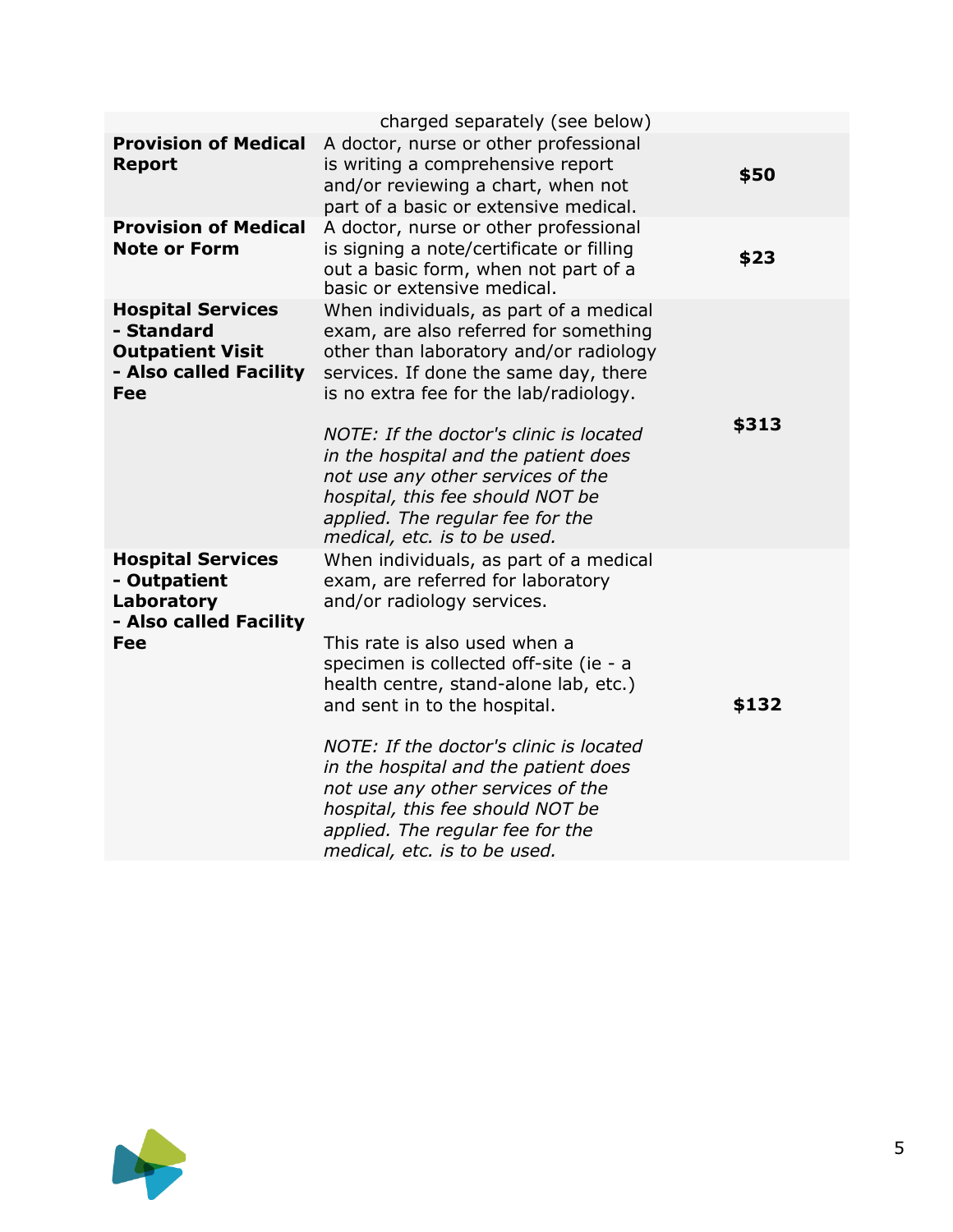| | | |
|---|---|---|
| | charged separately (see below) | |
| **Provision of Medical Report** | A doctor, nurse or other professional is writing a comprehensive report and/or reviewing a chart, when not part of a basic or extensive medical. | **$50** |
| **Provision of Medical Note or Form** | A doctor, nurse or other professional is signing a note/certificate or filling out a basic form, when not part of a basic or extensive medical. | **$23** |
| **Hospital Services - Standard Outpatient Visit - Also called Facility Fee** | When individuals, as part of a medical exam, are also referred for something other than laboratory and/or radiology services. If done the same day, there is no extra fee for the lab/radiology.<br><br>*NOTE: If the doctor's clinic is located in the hospital and the patient does not use any other services of the hospital, this fee should NOT be applied. The regular fee for the medical, etc. is to be used.* | **$313** |
| **Hospital Services - Outpatient Laboratory - Also called Facility Fee** | When individuals, as part of a medical exam, are referred for laboratory and/or radiology services.<br><br>This rate is also used when a specimen is collected off-site (ie - a health centre, stand-alone lab, etc.) and sent in to the hospital.<br><br>*NOTE: If the doctor's clinic is located in the hospital and the patient does not use any other services of the hospital, this fee should NOT be applied. The regular fee for the medical, etc. is to be used.* | **$132** |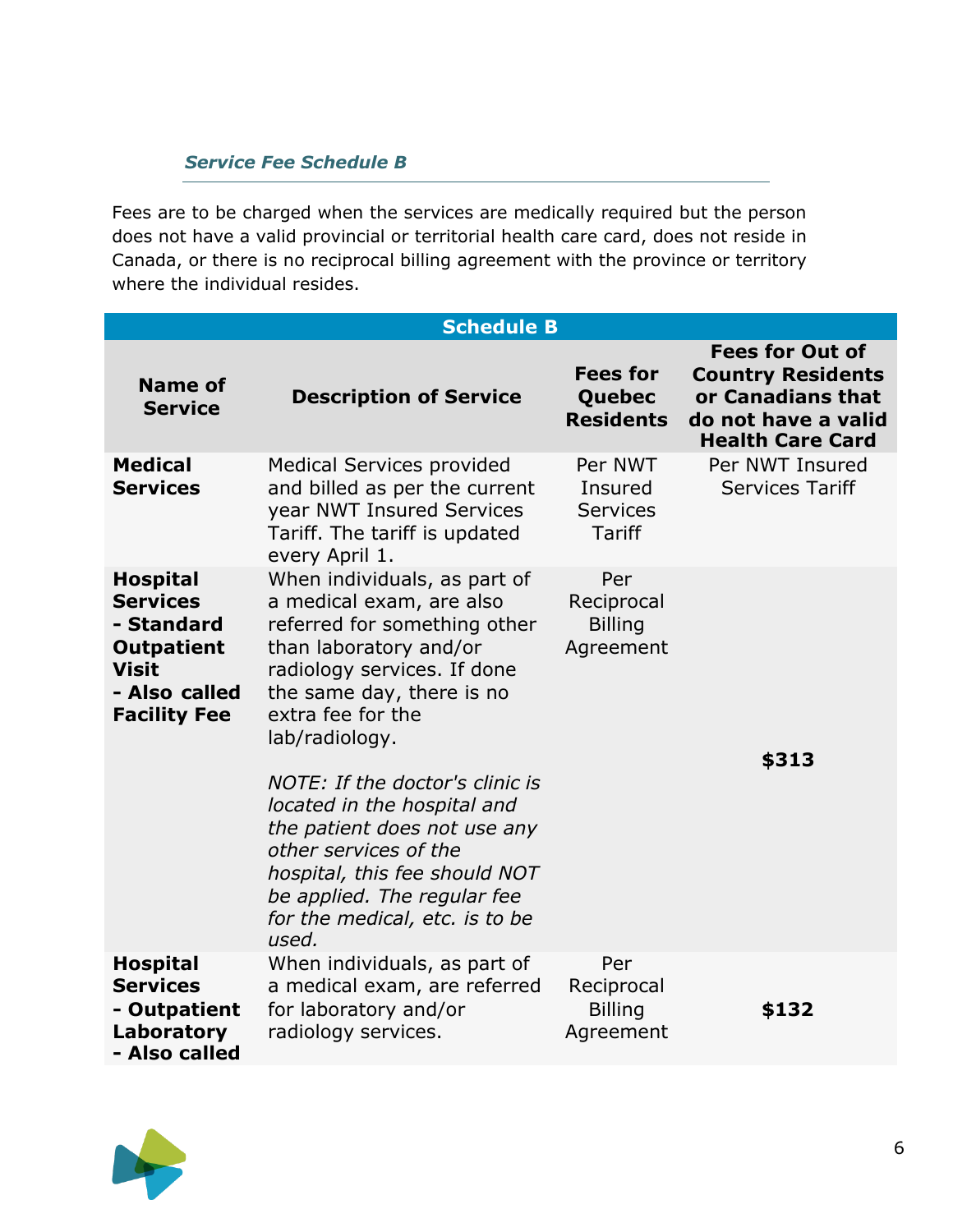### *Service Fee Schedule B*

Fees are to be charged when the services are medically required but the person does not have a valid provincial or territorial health care card, does not reside in Canada, or there is no reciprocal billing agreement with the province or territory where the individual resides.

| Schedule B | | | |
|---|---|---|---|
| **Name of Service** | **Description of Service** | **Fees for Quebec Residents** | **Fees for Out of Country Residents or Canadians that do not have a valid Health Care Card** |
| **Medical Services** | Medical Services provided and billed as per the current year NWT Insured Services Tariff. The tariff is updated every April 1. | Per NWT Insured Services Tariff | Per NWT Insured Services Tariff |
| **Hospital Services - Standard Outpatient Visit - Also called Facility Fee** | When individuals, as part of a medical exam, are also referred for something other than laboratory and/or radiology services. If done the same day, there is no extra fee for the lab/radiology.<br><br>*NOTE: If the doctor's clinic is located in the hospital and the patient does not use any other services of the hospital, this fee should NOT be applied. The regular fee for the medical, etc. is to be used.* | Per Reciprocal Billing Agreement | **$313** |
| **Hospital Services - Outpatient Laboratory - Also called** | When individuals, as part of a medical exam, are referred for laboratory and/or radiology services. | Per Reciprocal Billing Agreement | **$132** |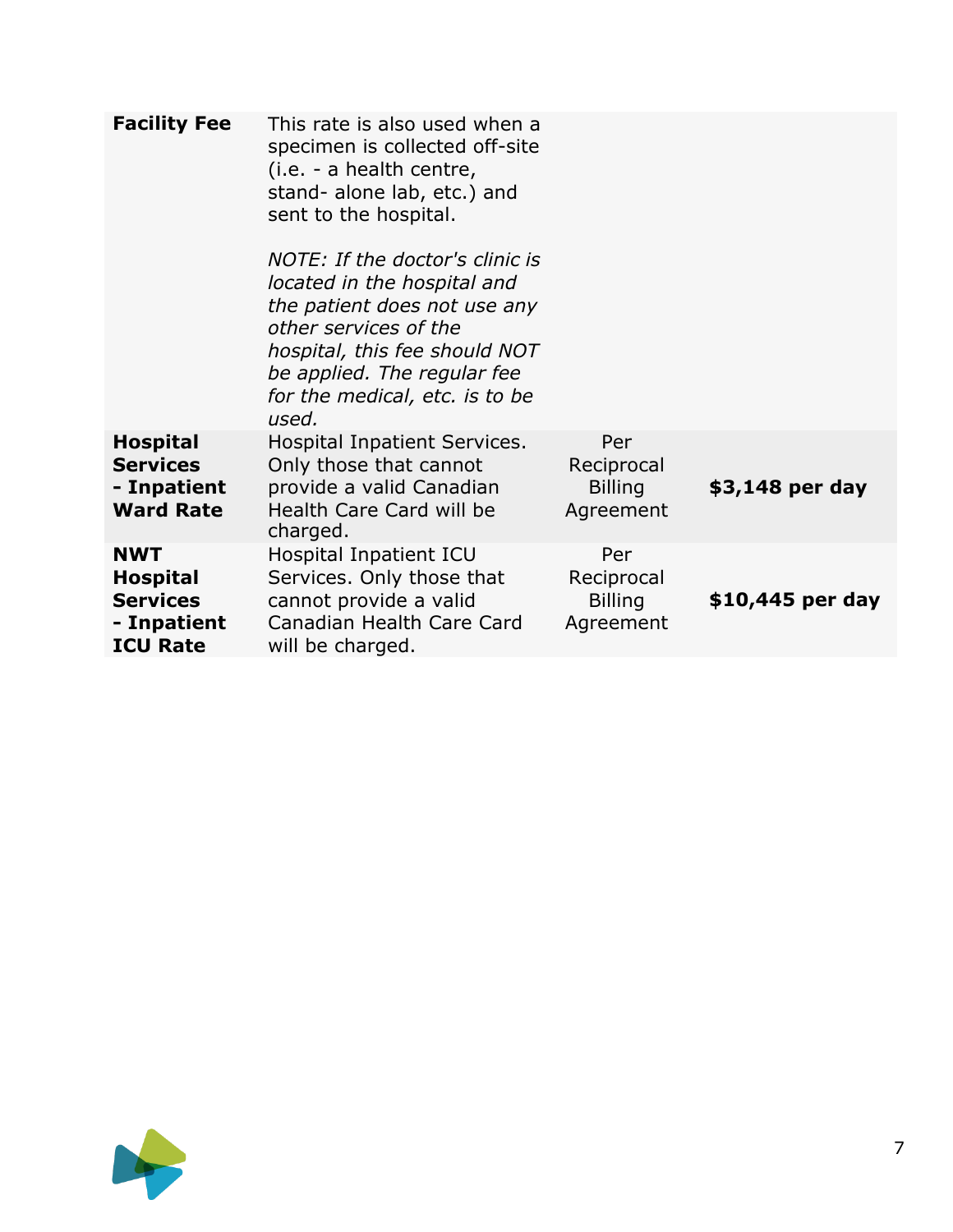| | | | |
|---|---|---|---|
| **Facility Fee** | This rate is also used when a specimen is collected off-site (i.e. - a health centre, stand- alone lab, etc.) and sent to the hospital.<br><br>*NOTE: If the doctor's clinic is located in the hospital and the patient does not use any other services of the hospital, this fee should NOT be applied. The regular fee for the medical, etc. is to be used.* | | |
| **Hospital Services - Inpatient Ward Rate** | Hospital Inpatient Services. Only those that cannot provide a valid Canadian Health Care Card will be charged. | Per Reciprocal Billing Agreement | **$3,148 per day** |
| **NWT Hospital Services - Inpatient ICU Rate** | Hospital Inpatient ICU Services. Only those that cannot provide a valid Canadian Health Care Card will be charged. | Per Reciprocal Billing Agreement | **$10,445 per day** |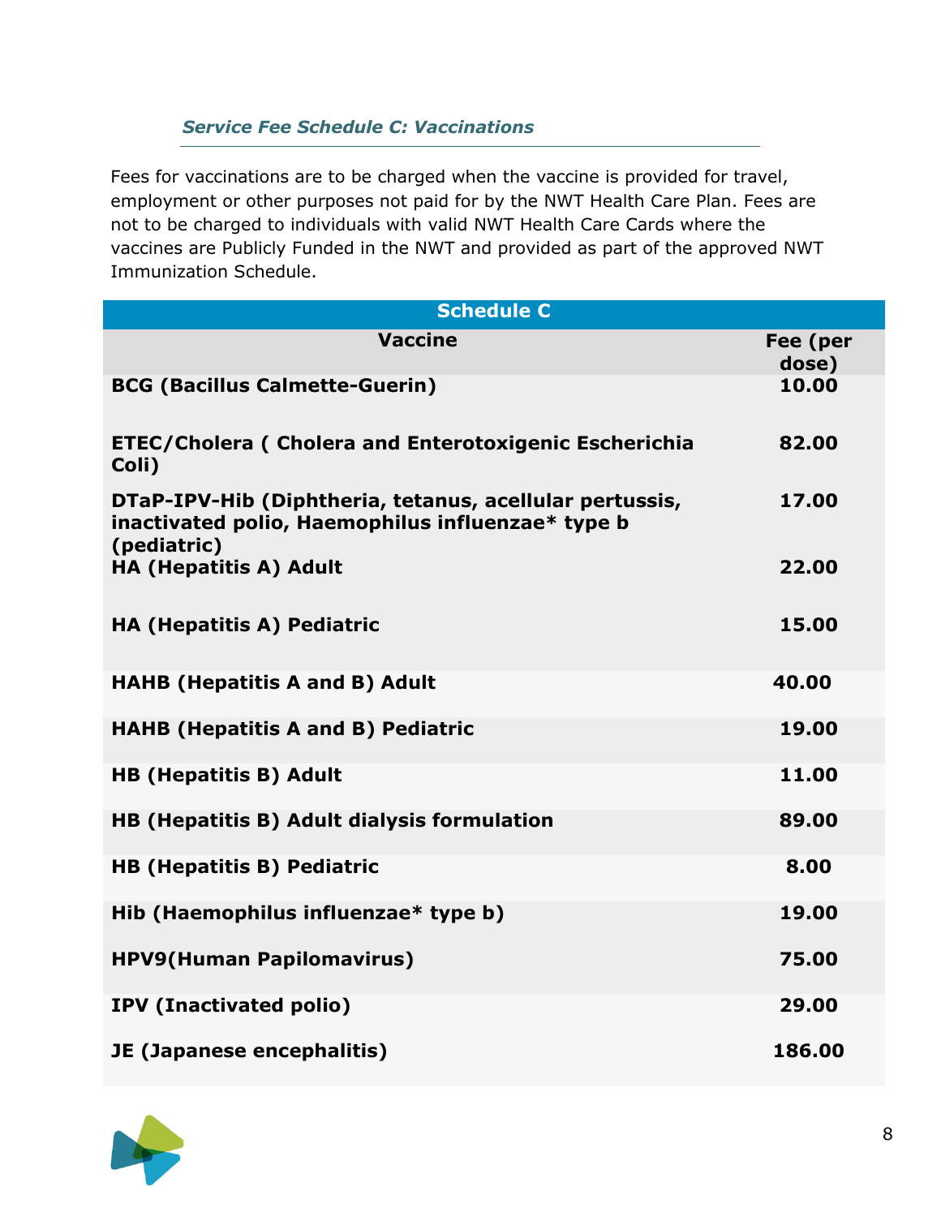### *Service Fee Schedule C: Vaccinations*

Fees for vaccinations are to be charged when the vaccine is provided for travel, employment or other purposes not paid for by the NWT Health Care Plan. Fees are not to be charged to individuals with valid NWT Health Care Cards where the vaccines are Publicly Funded in the NWT and provided as part of the approved NWT Immunization Schedule.

| Schedule C | |
|---|---|
| **Vaccine** | **Fee (per dose)** |
| **BCG (Bacillus Calmette-Guerin)** | **10.00** |
| **ETEC/Cholera ( Cholera and Enterotoxigenic Escherichia Coli)** | **82.00** |
| **DTaP-IPV-Hib (Diphtheria, tetanus, acellular pertussis, inactivated polio, Haemophilus influenzae* type b (pediatric)** | **17.00** |
| **HA (Hepatitis A) Adult** | **22.00** |
| **HA (Hepatitis A) Pediatric** | **15.00** |
| **HAHB (Hepatitis A and B) Adult** | **40.00** |
| **HAHB (Hepatitis A and B) Pediatric** | **19.00** |
| **HB (Hepatitis B) Adult** | **11.00** |
| **HB (Hepatitis B) Adult dialysis formulation** | **89.00** |
| **HB (Hepatitis B) Pediatric** | **8.00** |
| **Hib (Haemophilus influenzae* type b)** | **19.00** |
| **HPV9(Human Papilomavirus)** | **75.00** |
| **IPV (Inactivated polio)** | **29.00** |
| **JE (Japanese encephalitis)** | **186.00** |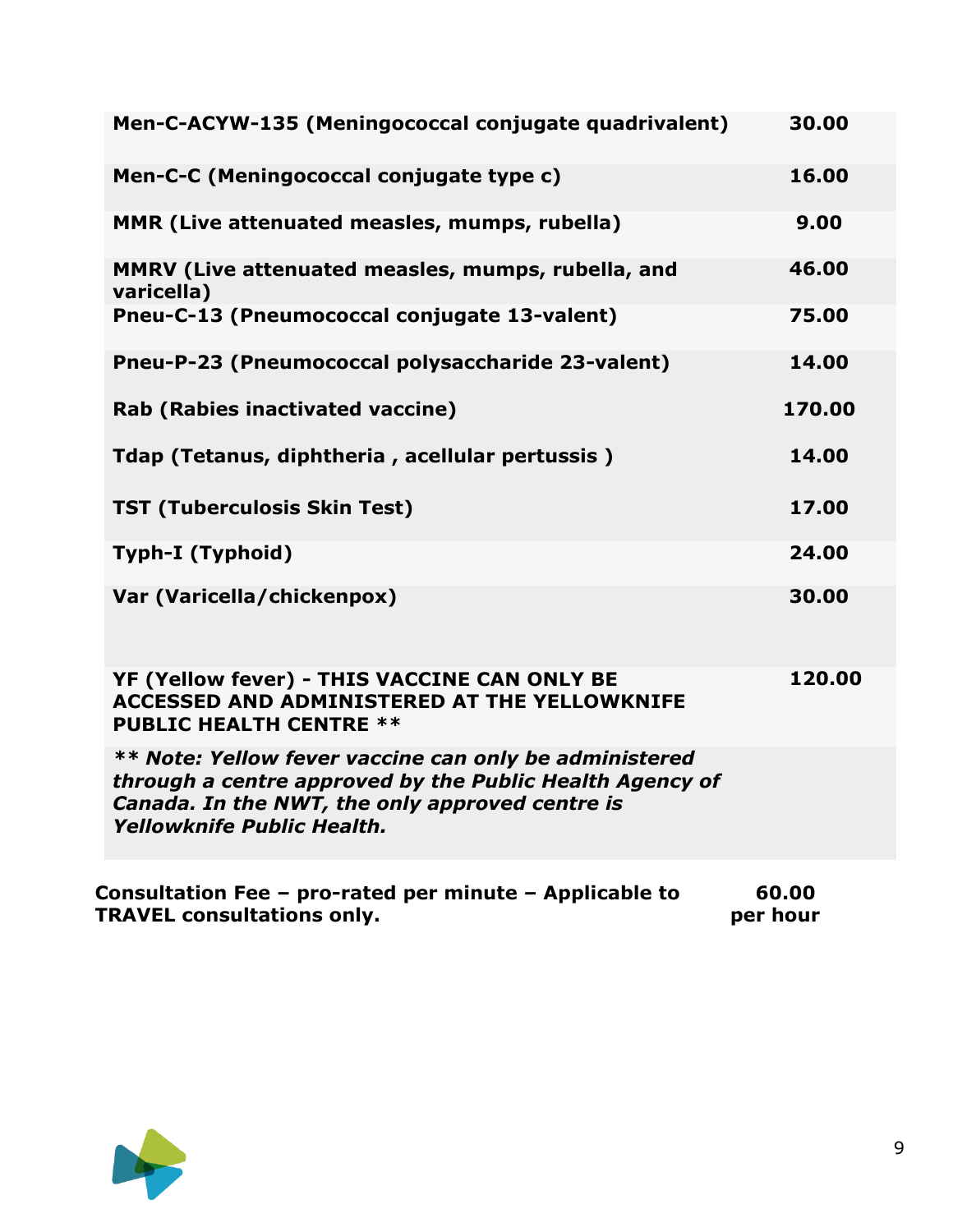| | |
|---|---|
| **Men-C-ACYW-135 (Meningococcal conjugate quadrivalent)** | **30.00** |
| **Men-C-C (Meningococcal conjugate type c)** | **16.00** |
| **MMR (Live attenuated measles, mumps, rubella)** | **9.00** |
| **MMRV (Live attenuated measles, mumps, rubella, and varicella)** | **46.00** |
| **Pneu-C-13 (Pneumococcal conjugate 13-valent)** | **75.00** |
| **Pneu-P-23 (Pneumococcal polysaccharide 23-valent)** | **14.00** |
| **Rab (Rabies inactivated vaccine)** | **170.00** |
| **Tdap (Tetanus, diphtheria , acellular pertussis )** | **14.00** |
| **TST (Tuberculosis Skin Test)** | **17.00** |
| **Typh-I (Typhoid)** | **24.00** |
| **Var (Varicella/chickenpox)** | **30.00** |
| **YF (Yellow fever) - THIS VACCINE CAN ONLY BE ACCESSED AND ADMINISTERED AT THE YELLOWKNIFE PUBLIC HEALTH CENTRE ****| **120.00** |
| ***** Note: Yellow fever vaccine can only be administered through a centre approved by the Public Health Agency of Canada. In the NWT, the only approved centre is Yellowknife Public Health.*** | |

**Consultation Fee – pro-rated per minute – Applicable to TRAVEL consultations only.** **60.00 per hour**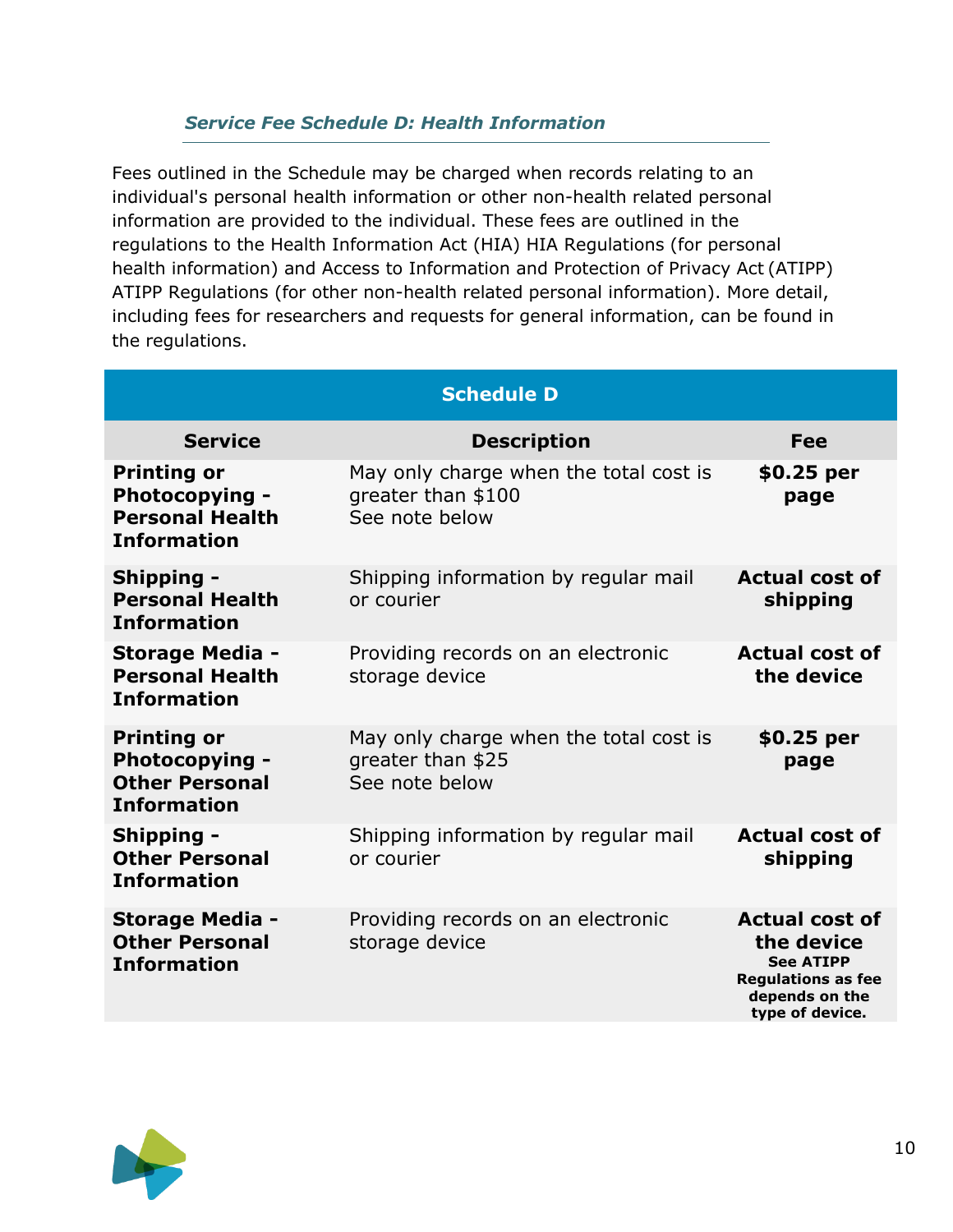### *Service Fee Schedule D: Health Information*

Fees outlined in the Schedule may be charged when records relating to an individual's personal health information or other non-health related personal information are provided to the individual. These fees are outlined in the regulations to the Health Information Act (HIA) HIA Regulations (for personal health information) and Access to Information and Protection of Privacy Act (ATIPP) ATIPP Regulations (for other non-health related personal information). More detail, including fees for researchers and requests for general information, can be found in the regulations.

| Schedule D | | |
|---|---|---|
| **Service** | **Description** | **Fee** |
| **Printing or Photocopying - Personal Health Information** | May only charge when the total cost is greater than $100<br>See note below | **$0.25 per page** |
| **Shipping - Personal Health Information** | Shipping information by regular mail or courier | **Actual cost of shipping** |
| **Storage Media - Personal Health Information** | Providing records on an electronic storage device | **Actual cost of the device** |
| **Printing or Photocopying - Other Personal Information** | May only charge when the total cost is greater than $25<br>See note below | **$0.25 per page** |
| **Shipping - Other Personal Information** | Shipping information by regular mail or courier | **Actual cost of shipping** |
| **Storage Media - Other Personal Information** | Providing records on an electronic storage device | **Actual cost of the device**<br>**See ATIPP Regulations as fee depends on the type of device.** |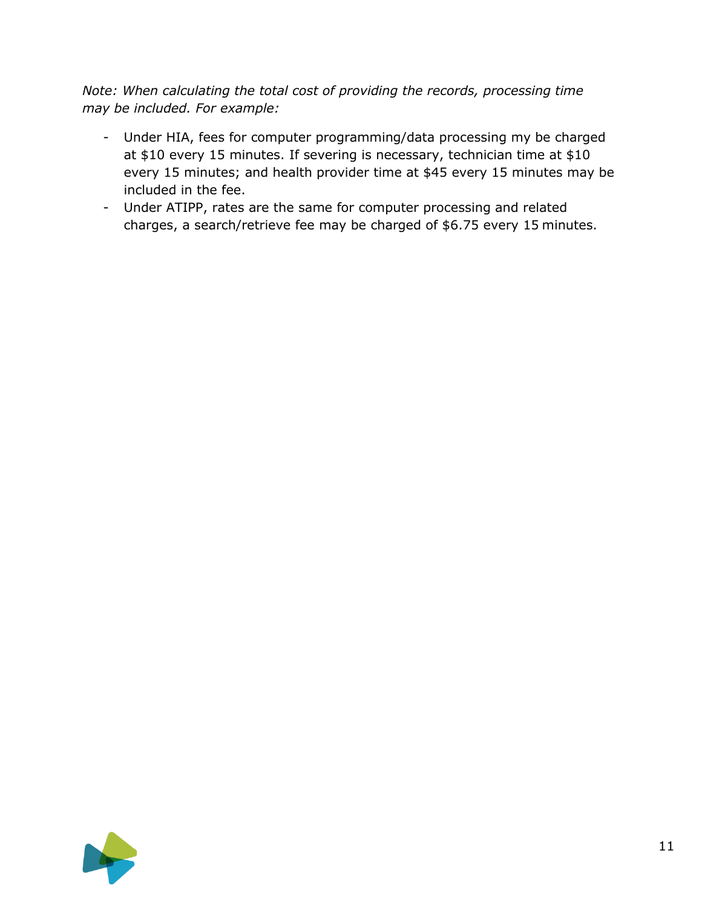*Note: When calculating the total cost of providing the records, processing time may be included. For example:*

- Under HIA, fees for computer programming/data processing my be charged at $10 every 15 minutes. If severing is necessary, technician time at $10 every 15 minutes; and health provider time at $45 every 15 minutes may be included in the fee.
- Under ATIPP, rates are the same for computer processing and related charges, a search/retrieve fee may be charged of $6.75 every 15 minutes.